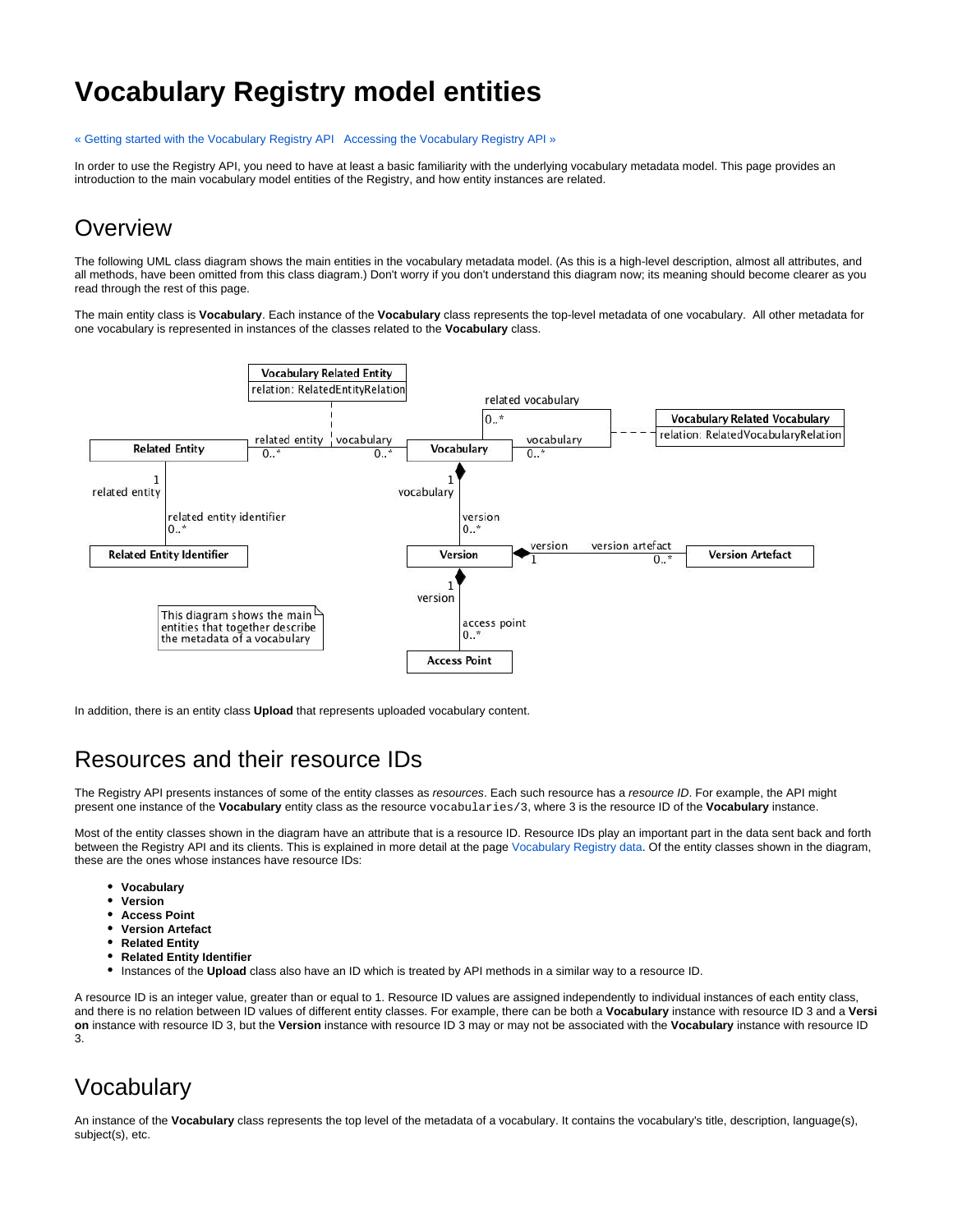# Vocabulary Registry model entities

« Getting started with the Vocabulary Registry API   Accessing the Vocabulary Registry API »

In order to use the Registry API, you need to have at least a basic familiarity with the underlying vocabulary metadata model. This page provides an introduction to the main vocabulary model entities of the Registry, and how entity instances are related.

## Overview

The following UML class diagram shows the main entities in the vocabulary metadata model. (As this is a high-level description, almost all attributes, and all methods, have been omitted from this class diagram.) Don't worry if you don't understand this diagram now; its meaning should become clearer as you read through the rest of this page.

The main entity class is **Vocabulary**. Each instance of the **Vocabulary** class represents the top-level metadata of one vocabulary. All other metadata for one vocabulary is represented in instances of the classes related to the **Vocabulary** class.

In addition, there is an entity class **Upload** that represents uploaded vocabulary content.

## Resources and their resource IDs

The Registry API presents instances of some of the entity classes as *resources*. Each such resource has a *resource ID*. For example, the API might present one instance of the **Vocabulary** entity class as the resource `vocabularies/3`, where 3 is the resource ID of the **Vocabulary** instance.

Most of the entity classes shown in the diagram have an attribute that is a resource ID. Resource IDs play an important part in the data sent back and forth between the Registry API and its clients. This is explained in more detail at the page Vocabulary Registry data. Of the entity classes shown in the diagram, these are the ones whose instances have resource IDs:

- **Vocabulary**
- **Version**
- **Access Point**
- **Version Artefact**
- **Related Entity**
- **Related Entity Identifier**
- Instances of the **Upload** class also have an ID which is treated by API methods in a similar way to a resource ID.

A resource ID is an integer value, greater than or equal to 1. Resource ID values are assigned independently to individual instances of each entity class, and there is no relation between ID values of different entity classes. For example, there can be both a **Vocabulary** instance with resource ID 3 and a **Version** instance with resource ID 3, but the **Version** instance with resource ID 3 may or may not be associated with the **Vocabulary** instance with resource ID 3.

## Vocabulary

An instance of the **Vocabulary** class represents the top level of the metadata of a vocabulary. It contains the vocabulary's title, description, language(s), subject(s), etc.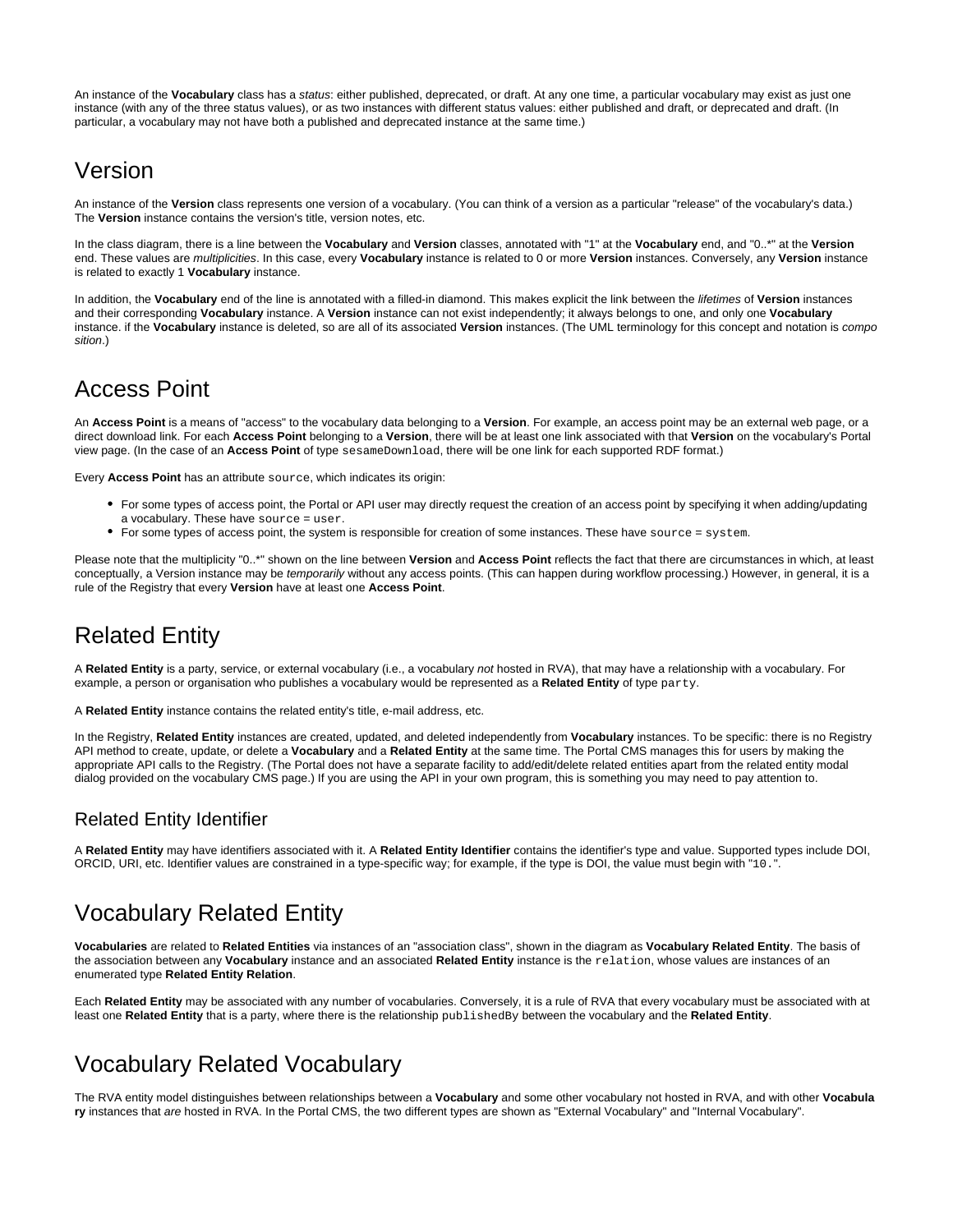An instance of the **Vocabulary** class has a *status*: either published, deprecated, or draft. At any one time, a particular vocabulary may exist as just one instance (with any of the three status values), or as two instances with different status values: either published and draft, or deprecated and draft. (In particular, a vocabulary may not have both a published and deprecated instance at the same time.)

## Version

An instance of the **Version** class represents one version of a vocabulary. (You can think of a version as a particular "release" of the vocabulary's data.) The **Version** instance contains the version's title, version notes, etc.

In the class diagram, there is a line between the **Vocabulary** and **Version** classes, annotated with "1" at the **Vocabulary** end, and "0..*" at the **Version** end. These values are *multiplicities*. In this case, every **Vocabulary** instance is related to 0 or more **Version** instances. Conversely, any **Version** instance is related to exactly 1 **Vocabulary** instance.

In addition, the **Vocabulary** end of the line is annotated with a filled-in diamond. This makes explicit the link between the *lifetimes* of **Version** instances and their corresponding **Vocabulary** instance. A **Version** instance can not exist independently; it always belongs to one, and only one **Vocabulary** instance. if the **Vocabulary** instance is deleted, so are all of its associated **Version** instances. (The UML terminology for this concept and notation is *composition*.)

## Access Point

An **Access Point** is a means of "access" to the vocabulary data belonging to a **Version**. For example, an access point may be an external web page, or a direct download link. For each **Access Point** belonging to a **Version**, there will be at least one link associated with that **Version** on the vocabulary's Portal view page. (In the case of an **Access Point** of type `sesameDownload`, there will be one link for each supported RDF format.)

Every **Access Point** has an attribute `source`, which indicates its origin:

- For some types of access point, the Portal or API user may directly request the creation of an access point by specifying it when adding/updating a vocabulary. These have `source = user`.
- For some types of access point, the system is responsible for creation of some instances. These have `source = system`.

Please note that the multiplicity "0..*" shown on the line between **Version** and **Access Point** reflects the fact that there are circumstances in which, at least conceptually, a Version instance may be *temporarily* without any access points. (This can happen during workflow processing.) However, in general, it is a rule of the Registry that every **Version** have at least one **Access Point**.

## Related Entity

A **Related Entity** is a party, service, or external vocabulary (i.e., a vocabulary *not* hosted in RVA), that may have a relationship with a vocabulary. For example, a person or organisation who publishes a vocabulary would be represented as a **Related Entity** of type `party`.

A **Related Entity** instance contains the related entity's title, e-mail address, etc.

In the Registry, **Related Entity** instances are created, updated, and deleted independently from **Vocabulary** instances. To be specific: there is no Registry API method to create, update, or delete a **Vocabulary** and a **Related Entity** at the same time. The Portal CMS manages this for users by making the appropriate API calls to the Registry. (The Portal does not have a separate facility to add/edit/delete related entities apart from the related entity modal dialog provided on the vocabulary CMS page.) If you are using the API in your own program, this is something you may need to pay attention to.

### Related Entity Identifier

A **Related Entity** may have identifiers associated with it. A **Related Entity Identifier** contains the identifier's type and value. Supported types include DOI, ORCID, URI, etc. Identifier values are constrained in a type-specific way; for example, if the type is DOI, the value must begin with "`10.`".

## Vocabulary Related Entity

**Vocabularies** are related to **Related Entities** via instances of an "association class", shown in the diagram as **Vocabulary Related Entity**. The basis of the association between any **Vocabulary** instance and an associated **Related Entity** instance is the `relation`, whose values are instances of an enumerated type **Related Entity Relation**.

Each **Related Entity** may be associated with any number of vocabularies. Conversely, it is a rule of RVA that every vocabulary must be associated with at least one **Related Entity** that is a party, where there is the relationship `publishedBy` between the vocabulary and the **Related Entity**.

## Vocabulary Related Vocabulary

The RVA entity model distinguishes between relationships between a **Vocabulary** and some other vocabulary not hosted in RVA, and with other **Vocabulary** instances that *are* hosted in RVA. In the Portal CMS, the two different types are shown as "External Vocabulary" and "Internal Vocabulary".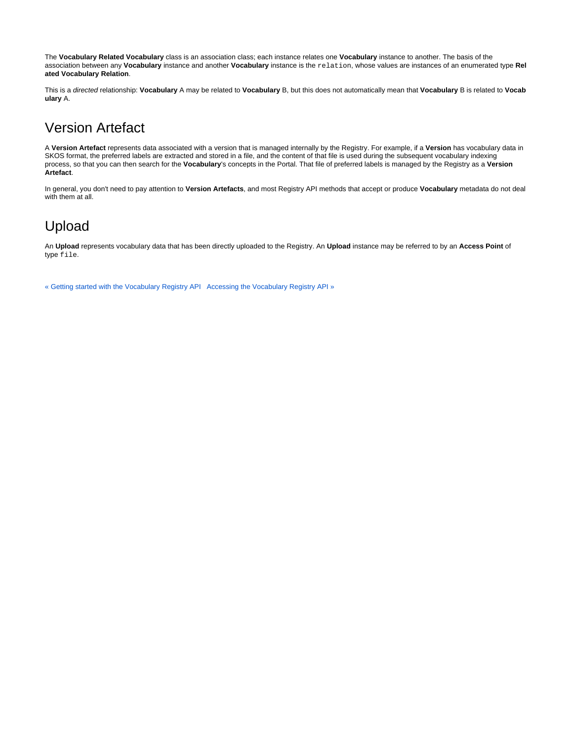The **Vocabulary Related Vocabulary** class is an association class; each instance relates one **Vocabulary** instance to another. The basis of the association between any **Vocabulary** instance and another **Vocabulary** instance is the `relation`, whose values are instances of an enumerated type **Related Vocabulary Relation**.

This is a *directed* relationship: **Vocabulary** A may be related to **Vocabulary** B, but this does not automatically mean that **Vocabulary** B is related to **Vocabulary** A.

## Version Artefact

A **Version Artefact** represents data associated with a version that is managed internally by the Registry. For example, if a **Version** has vocabulary data in SKOS format, the preferred labels are extracted and stored in a file, and the content of that file is used during the subsequent vocabulary indexing process, so that you can then search for the **Vocabulary**'s concepts in the Portal. That file of preferred labels is managed by the Registry as a **Version Artefact**.

In general, you don't need to pay attention to **Version Artefacts**, and most Registry API methods that accept or produce **Vocabulary** metadata do not deal with them at all.

## Upload

An **Upload** represents vocabulary data that has been directly uploaded to the Registry. An **Upload** instance may be referred to by an **Access Point** of type `file`.

« Getting started with the Vocabulary Registry API   Accessing the Vocabulary Registry API »